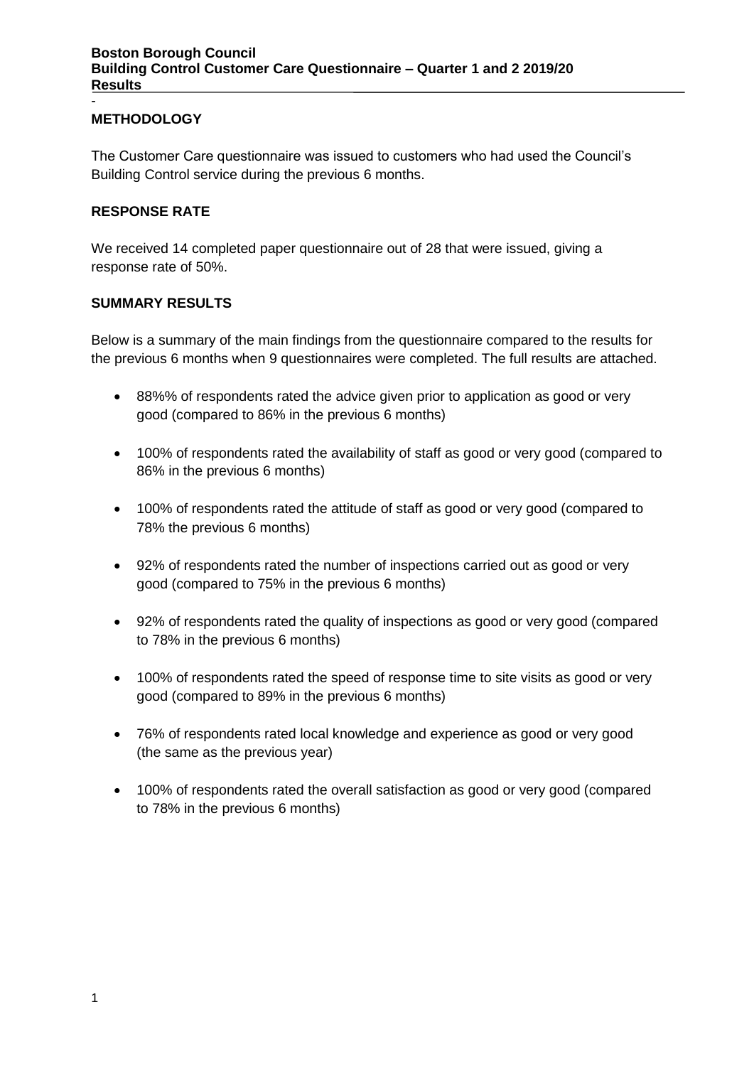**Boston Borough Council**
**Building Control Customer Care Questionnaire – Quarter 1 and 2 2019/20**
**Results**

-

## METHODOLOGY

The Customer Care questionnaire was issued to customers who had used the Council's Building Control service during the previous 6 months.

## RESPONSE RATE

We received 14 completed paper questionnaire out of 28 that were issued, giving a response rate of 50%.

## SUMMARY RESULTS

Below is a summary of the main findings from the questionnaire compared to the results for the previous 6 months when 9 questionnaires were completed. The full results are attached.

- 88%% of respondents rated the advice given prior to application as good or very good (compared to 86% in the previous 6 months)
- 100% of respondents rated the availability of staff as good or very good (compared to 86% in the previous 6 months)
- 100% of respondents rated the attitude of staff as good or very good (compared to 78% the previous 6 months)
- 92% of respondents rated the number of inspections carried out as good or very good (compared to 75% in the previous 6 months)
- 92% of respondents rated the quality of inspections as good or very good (compared to 78% in the previous 6 months)
- 100% of respondents rated the speed of response time to site visits as good or very good (compared to 89% in the previous 6 months)
- 76% of respondents rated local knowledge and experience as good or very good (the same as the previous year)
- 100% of respondents rated the overall satisfaction as good or very good (compared to 78% in the previous 6 months)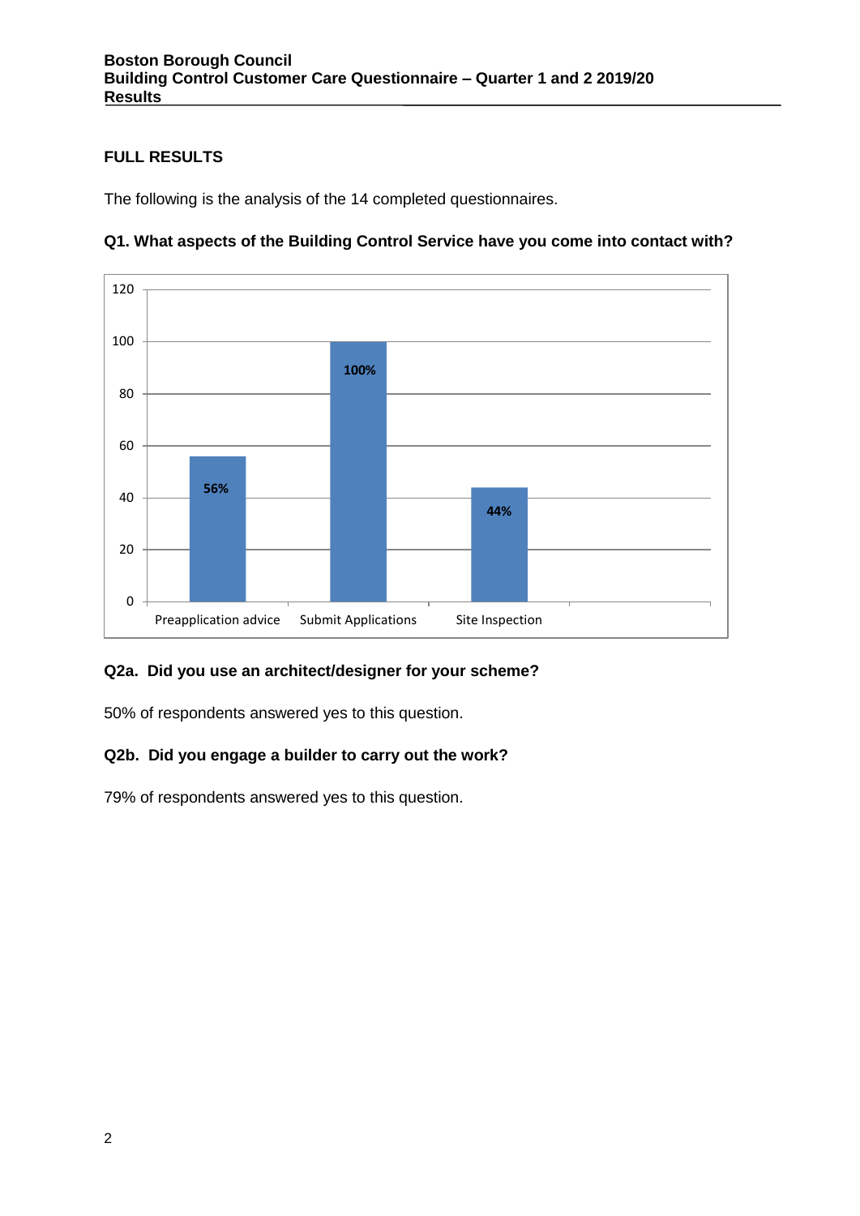## FULL RESULTS

The following is the analysis of the 14 completed questionnaires.

### Q1. What aspects of the Building Control Service have you come into contact with?

| Aspect | Percentage |
|---|---|
| Preapplication advice | 56% |
| Submit Applications | 100% |
| Site Inspection | 44% |

### Q2a. Did you use an architect/designer for your scheme?

50% of respondents answered yes to this question.

### Q2b. Did you engage a builder to carry out the work?

79% of respondents answered yes to this question.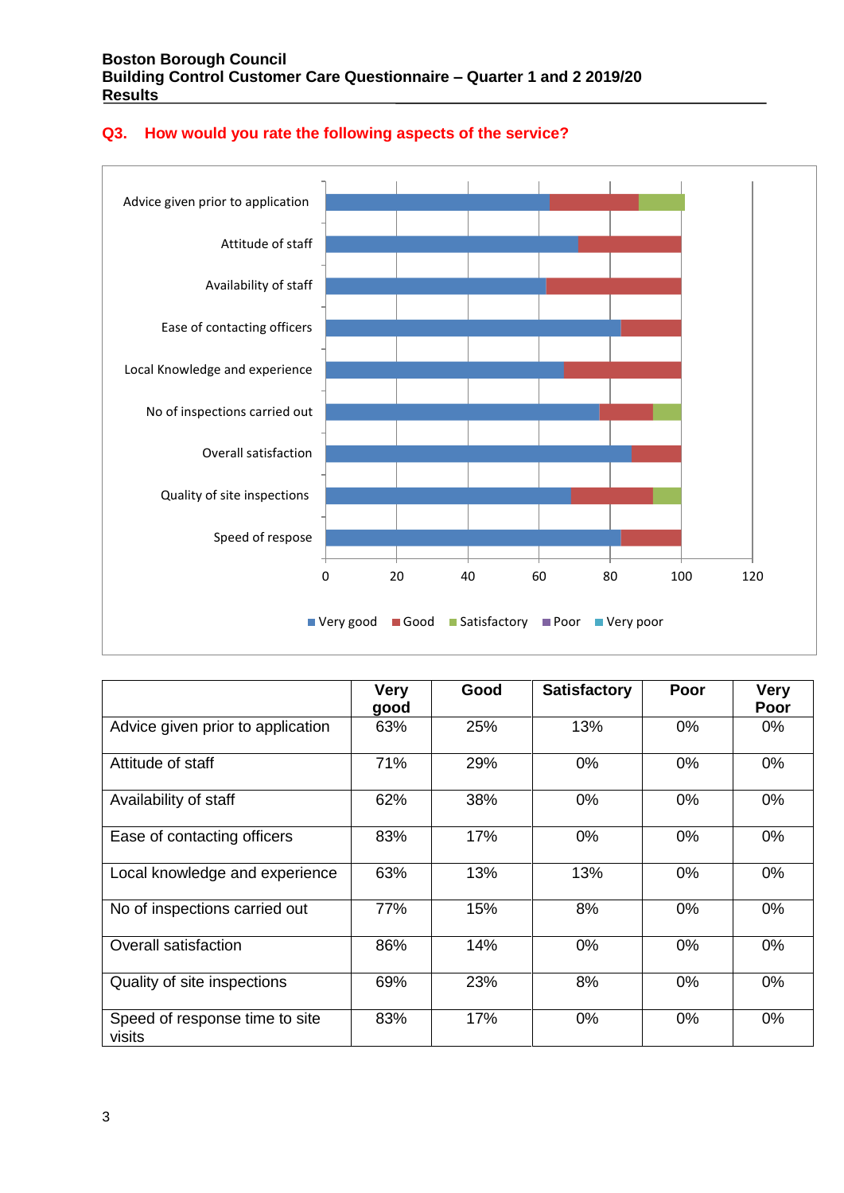**Boston Borough Council**
**Building Control Customer Care Questionnaire – Quarter 1 and 2 2019/20**
**Results**

## Q3. How would you rate the following aspects of the service?

| | Very good | Good | Satisfactory | Poor | Very Poor |
|---|---|---|---|---|---|
| Advice given prior to application | 63% | 25% | 13% | 0% | 0% |
| Attitude of staff | 71% | 29% | 0% | 0% | 0% |
| Availability of staff | 62% | 38% | 0% | 0% | 0% |
| Ease of contacting officers | 83% | 17% | 0% | 0% | 0% |
| Local knowledge and experience | 63% | 13% | 13% | 0% | 0% |
| No of inspections carried out | 77% | 15% | 8% | 0% | 0% |
| Overall satisfaction | 86% | 14% | 0% | 0% | 0% |
| Quality of site inspections | 69% | 23% | 8% | 0% | 0% |
| Speed of response time to site visits | 83% | 17% | 0% | 0% | 0% |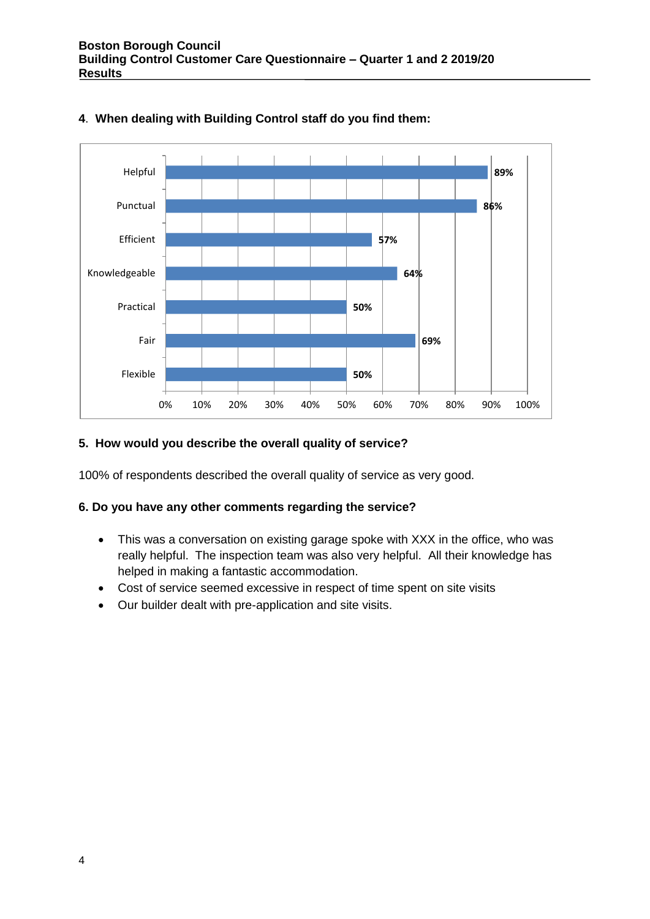#### 4. When dealing with Building Control staff do you find them:

Helpful 89%
Punctual 86%
Efficient 57%
Knowledgeable 64%
Practical 50%
Fair 69%
Flexible 50%

0% 10% 20% 30% 40% 50% 60% 70% 80% 90% 100%

#### 5. How would you describe the overall quality of service?

100% of respondents described the overall quality of service as very good.

#### 6. Do you have any other comments regarding the service?

- This was a conversation on existing garage spoke with XXX in the office, who was really helpful. The inspection team was also very helpful. All their knowledge has helped in making a fantastic accommodation.
- Cost of service seemed excessive in respect of time spent on site visits
- Our builder dealt with pre-application and site visits.